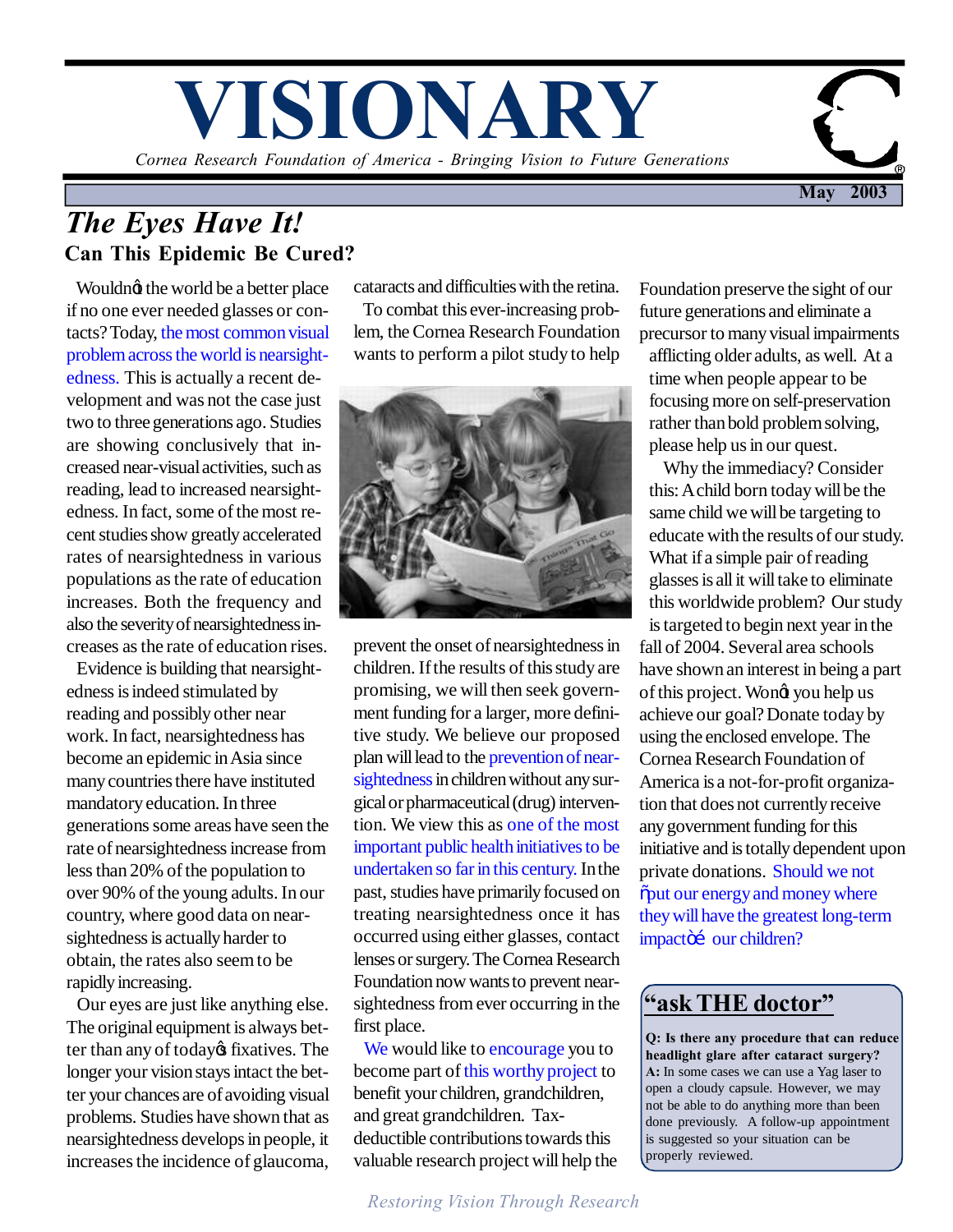# VISIONARY

*Cornea Research Foundation of America - Bringing Vision to Future Generations*

May 2003

## *The Eyes Have It!*

### Can This Epidemic Be Cured?

Wouldn't the world be a better place if no one ever needed glasses or contacts? Today, the most common visual problem across the world is nearsightedness. This is actually a recent development and was not the case just two to three generations ago. Studies are showing conclusively that increased near-visual activities, such as reading, lead to increased nearsightedness. In fact, some of the most recent studies show greatly accelerated rates of nearsightedness in various populations as the rate of education increases. Both the frequency and also the severity of nearsightedness increases as the rate of education rises.

Evidence is building that nearsightedness is indeed stimulated by reading and possibly other near work. In fact, nearsightedness has become an epidemic in Asia since many countries there have instituted mandatory education. In three generations some areas have seen the rate of nearsightedness increase from less than 20% of the population to over 90% of the young adults. In our country, where good data on nearsightedness is actually harder to obtain, the rates also seem to be rapidly increasing.

Our eyes are just like anything else. The original equipment is always better than any of today's fixatives. The longer your vision stays intact the better your chances are of avoiding visual problems. Studies have shown that as nearsightedness develops in people, it increases the incidence of glaucoma, cataracts and difficulties with the retina.

To combat this ever-increasing problem, the Cornea Research Foundation wants to perform a pilot study to help prevent the onset of nearsightedness in children. If the results of this study are promising, we will then seek government funding for a larger, more definitive study. We believe our proposed plan will lead to the prevention of nearsightedness in children without any surgical or pharmaceutical (drug) intervention. We view this as one of the most important public health initiatives to be undertaken so far in this century. In the past, studies have primarily focused on treating nearsightedness once it has occurred using either glasses, contact lenses or surgery. The Cornea Research Foundation now wants to prevent nearsightedness from ever occurring in the first place.

We would like to encourage you to become part of this worthy project to benefit your children, grandchildren, and great grandchildren. Tax-deductible contributions towards this valuable research project will help the Foundation preserve the sight of our future generations and eliminate a precursor to many visual impairments afflicting older adults, as well. At a time when people appear to be focusing more on self-preservation rather than bold problem solving, please help us in our quest.

Why the immediacy? Consider this: A child born today will be the same child we will be targeting to educate with the results of our study. What if a simple pair of reading glasses is all it will take to eliminate this worldwide problem? Our study is targeted to begin next year in the fall of 2004. Several area schools have shown an interest in being a part of this project. Won't you help us achieve our goal? Donate today by using the enclosed envelope. The Cornea Research Foundation of America is a not-for-profit organization that does not currently receive any government funding for this initiative and is totally dependent upon private donations. Should we not "put our energy and money where they will have the greatest long-term impact"… our children?

## "ask THE doctor"

**Q: Is there any procedure that can reduce headlight glare after cataract surgery?**

**A:** In some cases we can use a Yag laser to open a cloudy capsule. However, we may not be able to do anything more than been done previously. A follow-up appointment is suggested so your situation can be properly reviewed.

*Restoring Vision Through Research*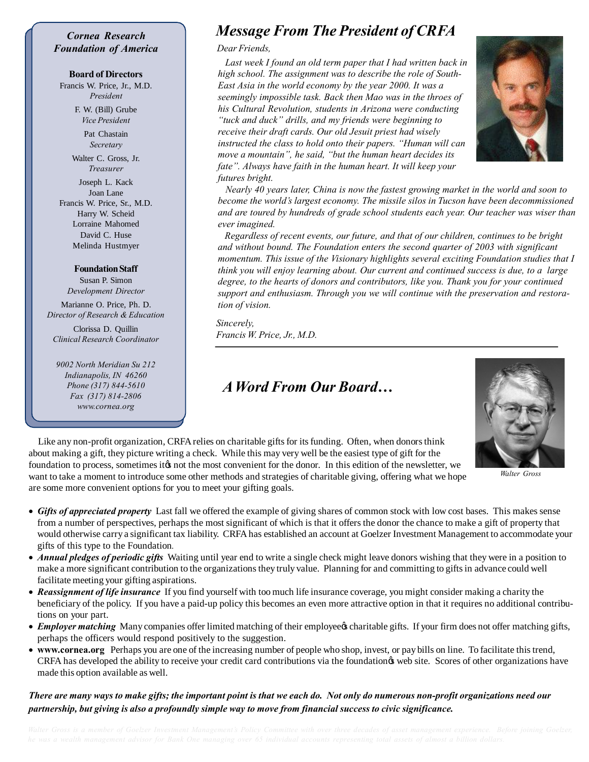*Cornea Research Foundation of America*

**Board of Directors**

Francis W. Price, Jr., M.D.
*President*

F. W. (Bill) Grube
*Vice President*

Pat Chastain
*Secretary*

Walter C. Gross, Jr.
*Treasurer*

Joseph L. Kack
Joan Lane
Francis W. Price, Sr., M.D.
Harry W. Scheid
Lorraine Mahomed
David C. Huse
Melinda Hustmyer

**Foundation Staff**

Susan P. Simon
*Development Director*

Marianne O. Price, Ph. D.
*Director of Research & Education*

Clorissa D. Quillin
*Clinical Research Coordinator*

*9002 North Meridian Su 212*
*Indianapolis, IN 46260*
*Phone (317) 844-5610*
*Fax (317) 814-2806*
*www.cornea.org*

# *Message From The President of CRFA*

*Dear Friends,*

*Last week I found an old term paper that I had written back in high school. The assignment was to describe the role of South-East Asia in the world economy by the year 2000. It was a seemingly impossible task. Back then Mao was in the throes of his Cultural Revolution, students in Arizona were conducting "tuck and duck" drills, and my friends were beginning to receive their draft cards. Our old Jesuit priest had wisely instructed the class to hold onto their papers. "Human will can move a mountain", he said, "but the human heart decides its fate". Always have faith in the human heart. It will keep your futures bright.*

*Nearly 40 years later, China is now the fastest growing market in the world and soon to become the world's largest economy. The missile silos in Tucson have been decommissioned and are toured by hundreds of grade school students each year. Our teacher was wiser than ever imagined.*

*Regardless of recent events, our future, and that of our children, continues to be bright and without bound. The Foundation enters the second quarter of 2003 with significant momentum. This issue of the Visionary highlights several exciting Foundation studies that I think you will enjoy learning about. Our current and continued success is due, to a large degree, to the hearts of donors and contributors, like you. Thank you for your continued support and enthusiasm. Through you we will continue with the preservation and restoration of vision.*

*Sincerely,*
*Francis W. Price, Jr., M.D.*

# *A Word From Our Board…*

*Walter Gross*

Like any non-profit organization, CRFA relies on charitable gifts for its funding. Often, when donors think about making a gift, they picture writing a check. While this may very well be the easiest type of gift for the foundation to process, sometimes it's not the most convenient for the donor. In this edition of the newsletter, we want to take a moment to introduce some other methods and strategies of charitable giving, offering what we hope are some more convenient options for you to meet your gifting goals.

- ***Gifts of appreciated property*** Last fall we offered the example of giving shares of common stock with low cost bases. This makes sense from a number of perspectives, perhaps the most significant of which is that it offers the donor the chance to make a gift of property that would otherwise carry a significant tax liability. CRFA has established an account at Goelzer Investment Management to accommodate your gifts of this type to the Foundation.
- ***Annual pledges of periodic gifts*** Waiting until year end to write a single check might leave donors wishing that they were in a position to make a more significant contribution to the organizations they truly value. Planning for and committing to gifts in advance could well facilitate meeting your gifting aspirations.
- ***Reassignment of life insurance*** If you find yourself with too much life insurance coverage, you might consider making a charity the beneficiary of the policy. If you have a paid-up policy this becomes an even more attractive option in that it requires no additional contributions on your part.
- ***Employer matching*** Many companies offer limited matching of their employee's charitable gifts. If your firm does not offer matching gifts, perhaps the officers would respond positively to the suggestion.
- **www.cornea.org** Perhaps you are one of the increasing number of people who shop, invest, or pay bills on line. To facilitate this trend, CRFA has developed the ability to receive your credit card contributions via the foundation's web site. Scores of other organizations have made this option available as well.

***There are many ways to make gifts; the important point is that we each do. Not only do numerous non-profit organizations need our partnership, but giving is also a profoundly simple way to move from financial success to civic significance.***

*Walter Gross is a member of Goelzer Investment Management's Policy Committee with over three decades of asset management experience. Before joining Goelzer, he was a wealth management advisor for Bank One managing over 65 individual accounts representing total assets of almost a billion dollars.*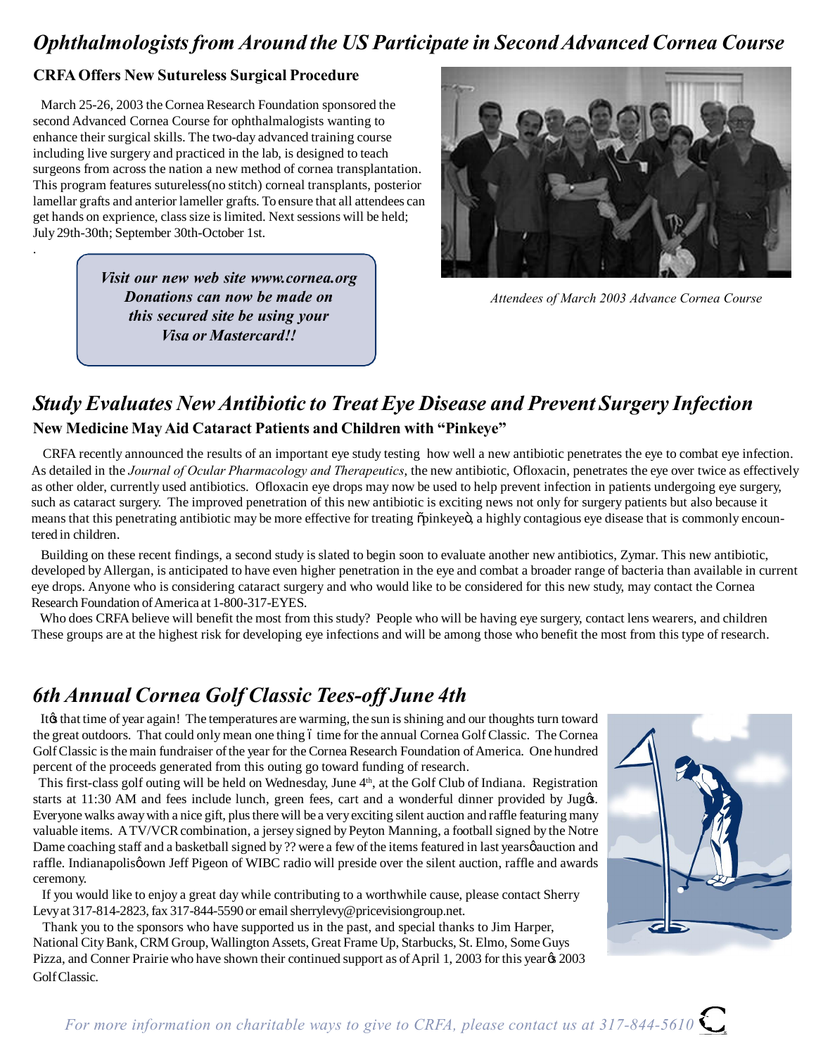## *Ophthalmologists from Around the US Participate in Second Advanced Cornea Course*

### CRFA Offers New Sutureless Surgical Procedure

March 25-26, 2003 the Cornea Research Foundation sponsored the second Advanced Cornea Course for ophthalmalogists wanting to enhance their surgical skills. The two-day advanced training course including live surgery and practiced in the lab, is designed to teach surgeons from across the nation a new method of cornea transplantation. This program features sutureless(no stitch) corneal transplants, posterior lamellar grafts and anterior lameller grafts. To ensure that all attendees can get hands on exprience, class size is limited. Next sessions will be held; July 29th-30th; September 30th-October 1st.

*Attendees of March 2003 Advance Cornea Course*

***Visit our new web site www.cornea.org Donations can now be made on this secured site be using your Visa or Mastercard!!***

## *Study Evaluates New Antibiotic to Treat Eye Disease and Prevent Surgery Infection*

### New Medicine May Aid Cataract Patients and Children with "Pinkeye"

CRFA recently announced the results of an important eye study testing how well a new antibiotic penetrates the eye to combat eye infection. As detailed in the *Journal of Ocular Pharmacology and Therapeutics*, the new antibiotic, Ofloxacin, penetrates the eye over twice as effectively as other older, currently used antibiotics. Ofloxacin eye drops may now be used to help prevent infection in patients undergoing eye surgery, such as cataract surgery. The improved penetration of this new antibiotic is exciting news not only for surgery patients but also because it means that this penetrating antibiotic may be more effective for treating "pinkeye", a highly contagious eye disease that is commonly encountered in children.

Building on these recent findings, a second study is slated to begin soon to evaluate another new antibiotics, Zymar. This new antibiotic, developed by Allergan, is anticipated to have even higher penetration in the eye and combat a broader range of bacteria than available in current eye drops. Anyone who is considering cataract surgery and who would like to be considered for this new study, may contact the Cornea Research Foundation of America at 1-800-317-EYES.

Who does CRFA believe will benefit the most from this study? People who will be having eye surgery, contact lens wearers, and children These groups are at the highest risk for developing eye infections and will be among those who benefit the most from this type of research.

## *6th Annual Cornea Golf Classic Tees-off June 4th*

It's that time of year again! The temperatures are warming, the sun is shining and our thoughts turn toward the great outdoors. That could only mean one thing – time for the annual Cornea Golf Classic. The Cornea Golf Classic is the main fundraiser of the year for the Cornea Research Foundation of America. One hundred percent of the proceeds generated from this outing go toward funding of research.

This first-class golf outing will be held on Wednesday, June 4th, at the Golf Club of Indiana. Registration starts at 11:30 AM and fees include lunch, green fees, cart and a wonderful dinner provided by Jug's. Everyone walks away with a nice gift, plus there will be a very exciting silent auction and raffle featuring many valuable items. A TV/VCR combination, a jersey signed by Peyton Manning, a football signed by the Notre Dame coaching staff and a basketball signed by ?? were a few of the items featured in last years' auction and raffle. Indianapolis' own Jeff Pigeon of WIBC radio will preside over the silent auction, raffle and awards ceremony.

If you would like to enjoy a great day while contributing to a worthwhile cause, please contact Sherry Levy at 317-814-2823, fax 317-844-5590 or email sherrylevy@pricevisiongroup.net.

Thank you to the sponsors who have supported us in the past, and special thanks to Jim Harper, National City Bank, CRM Group, Wallington Assets, Great Frame Up, Starbucks, St. Elmo, Some Guys Pizza, and Conner Prairie who have shown their continued support as of April 1, 2003 for this year's 2003 Golf Classic.

*For more information on charitable ways to give to CRFA, please contact us at 317-844-5610*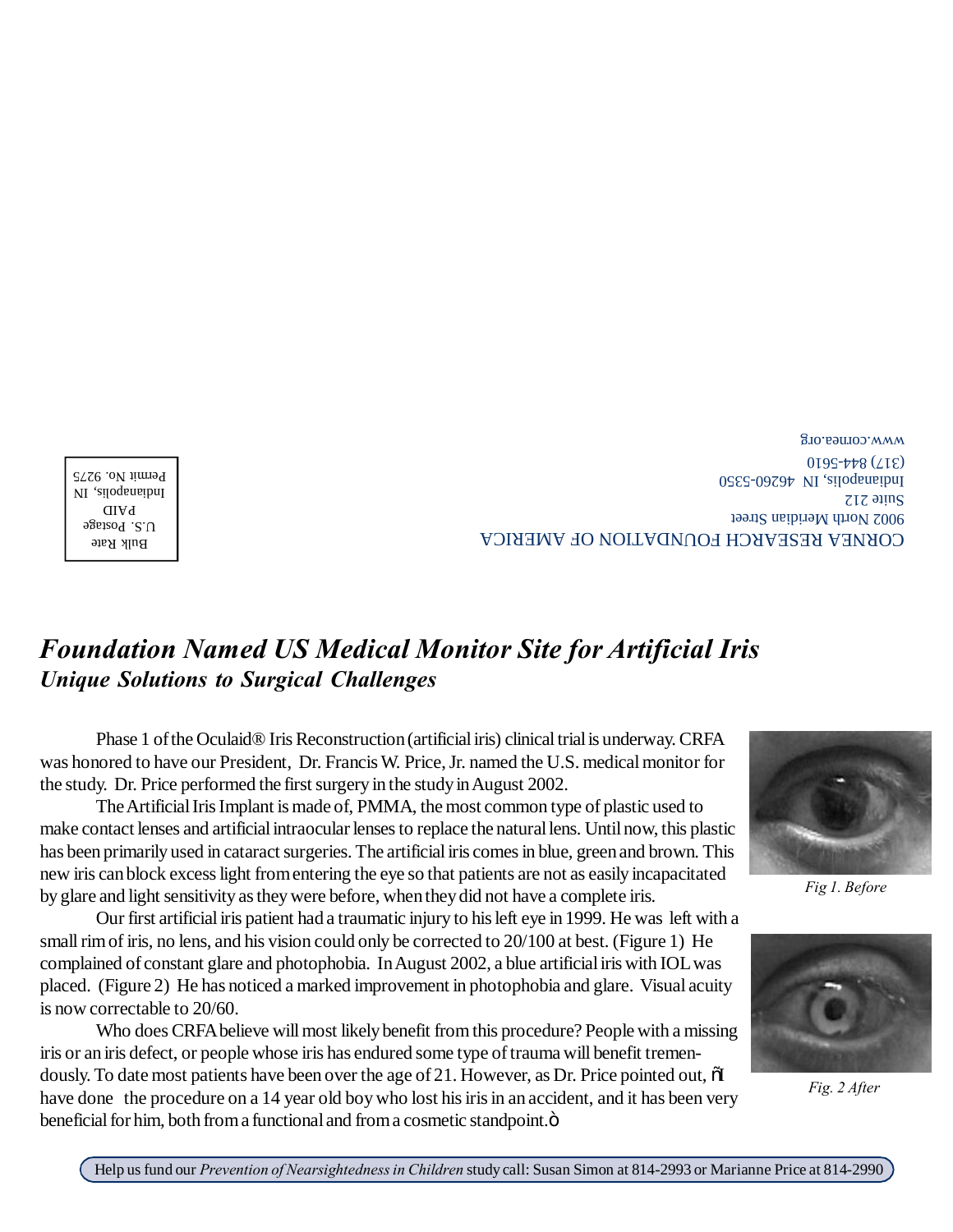CORNEA RESEARCH FOUNDATION OF AMERICA
9002 North Meridian Street
Suite 212
Indianapolis, IN 46260-5350
(317) 844-5610
www.cornea.org

Bulk Rate
U.S. Postage
PAID
Indianapolis, IN
Permit No. 9275

# *Foundation Named US Medical Monitor Site for Artificial Iris*

## *Unique Solutions to Surgical Challenges*

Phase 1 of the Oculaid® Iris Reconstruction (artificial iris) clinical trial is underway. CRFA was honored to have our President, Dr. Francis W. Price, Jr. named the U.S. medical monitor for the study. Dr. Price performed the first surgery in the study in August 2002.

The Artificial Iris Implant is made of, PMMA, the most common type of plastic used to make contact lenses and artificial intraocular lenses to replace the natural lens. Until now, this plastic has been primarily used in cataract surgeries. The artificial iris comes in blue, green and brown. This new iris can block excess light from entering the eye so that patients are not as easily incapacitated by glare and light sensitivity as they were before, when they did not have a complete iris.

Our first artificial iris patient had a traumatic injury to his left eye in 1999. He was left with a small rim of iris, no lens, and his vision could only be corrected to 20/100 at best. (Figure 1) He complained of constant glare and photophobia. In August 2002, a blue artificial iris with IOL was placed. (Figure 2) He has noticed a marked improvement in photophobia and glare. Visual acuity is now correctable to 20/60.

Who does CRFA believe will most likely benefit from this procedure? People with a missing iris or an iris defect, or people whose iris has endured some type of trauma will benefit tremendously. To date most patients have been over the age of 21. However, as Dr. Price pointed out, ñI have done the procedure on a 14 year old boy who lost his iris in an accident, and it has been very beneficial for him, both from a functional and from a cosmetic standpoint.ò

*Fig 1. Before*

*Fig. 2 After*

Help us fund our *Prevention of Nearsightedness in Children* study call: Susan Simon at 814-2993 or Marianne Price at 814-2990